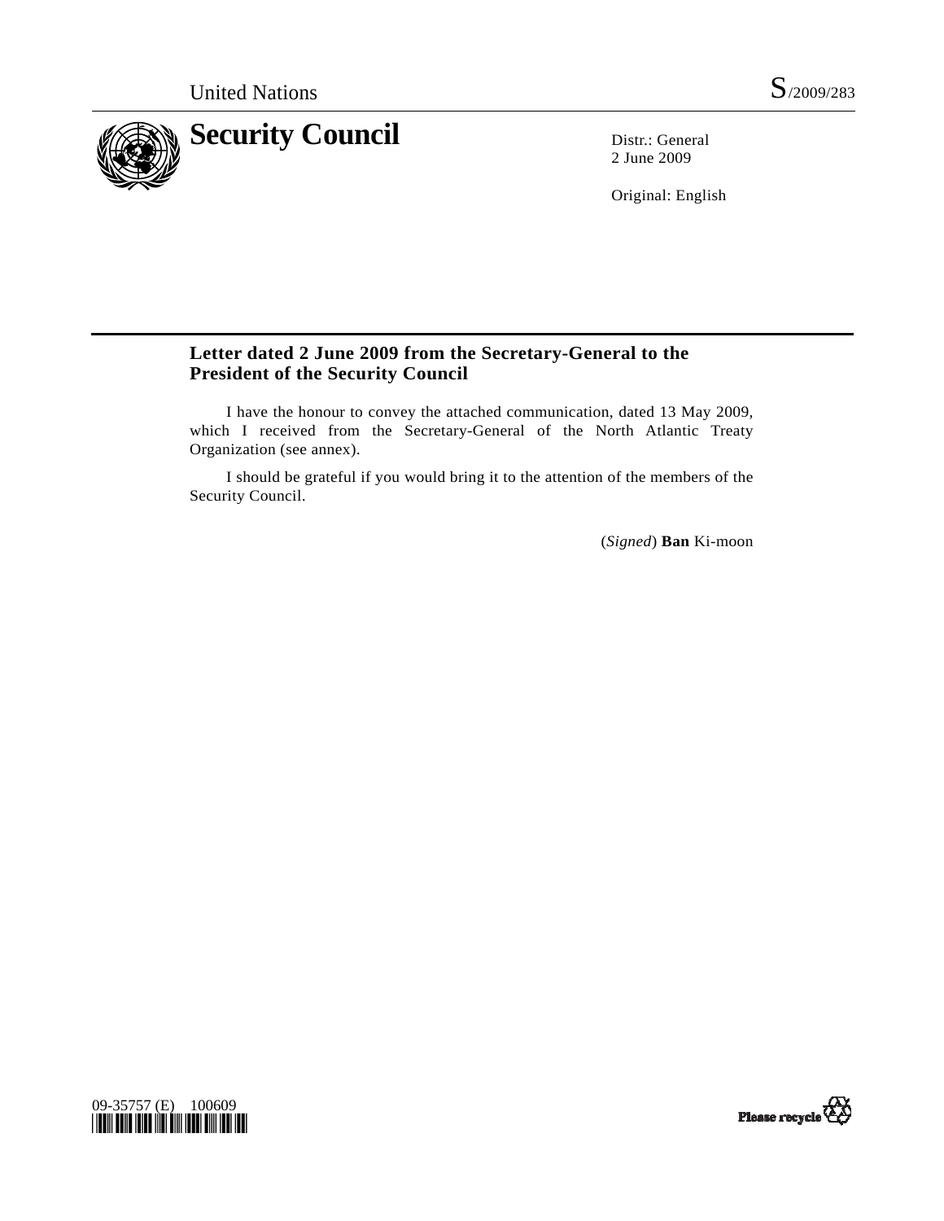United Nations S/2009/283

# Security Council

Distr.: General
2 June 2009

Original: English

## Letter dated 2 June 2009 from the Secretary-General to the President of the Security Council

I have the honour to convey the attached communication, dated 13 May 2009, which I received from the Secretary-General of the North Atlantic Treaty Organization (see annex).

I should be grateful if you would bring it to the attention of the members of the Security Council.

(*Signed*) **Ban** Ki-moon

09-35757 (E) 100609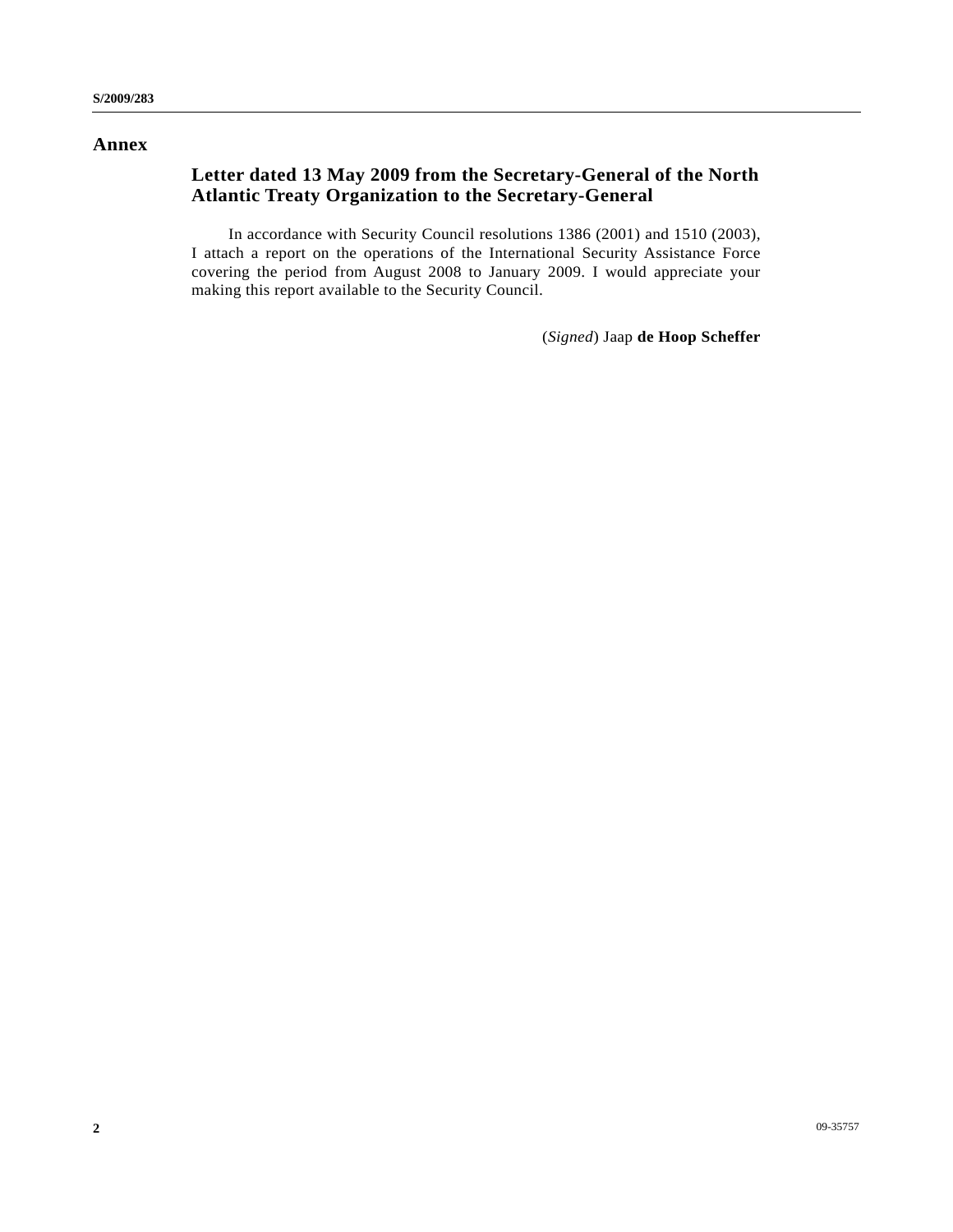# Annex

## Letter dated 13 May 2009 from the Secretary-General of the North Atlantic Treaty Organization to the Secretary-General

In accordance with Security Council resolutions 1386 (2001) and 1510 (2003), I attach a report on the operations of the International Security Assistance Force covering the period from August 2008 to January 2009. I would appreciate your making this report available to the Security Council.

(*Signed*) Jaap **de Hoop Scheffer**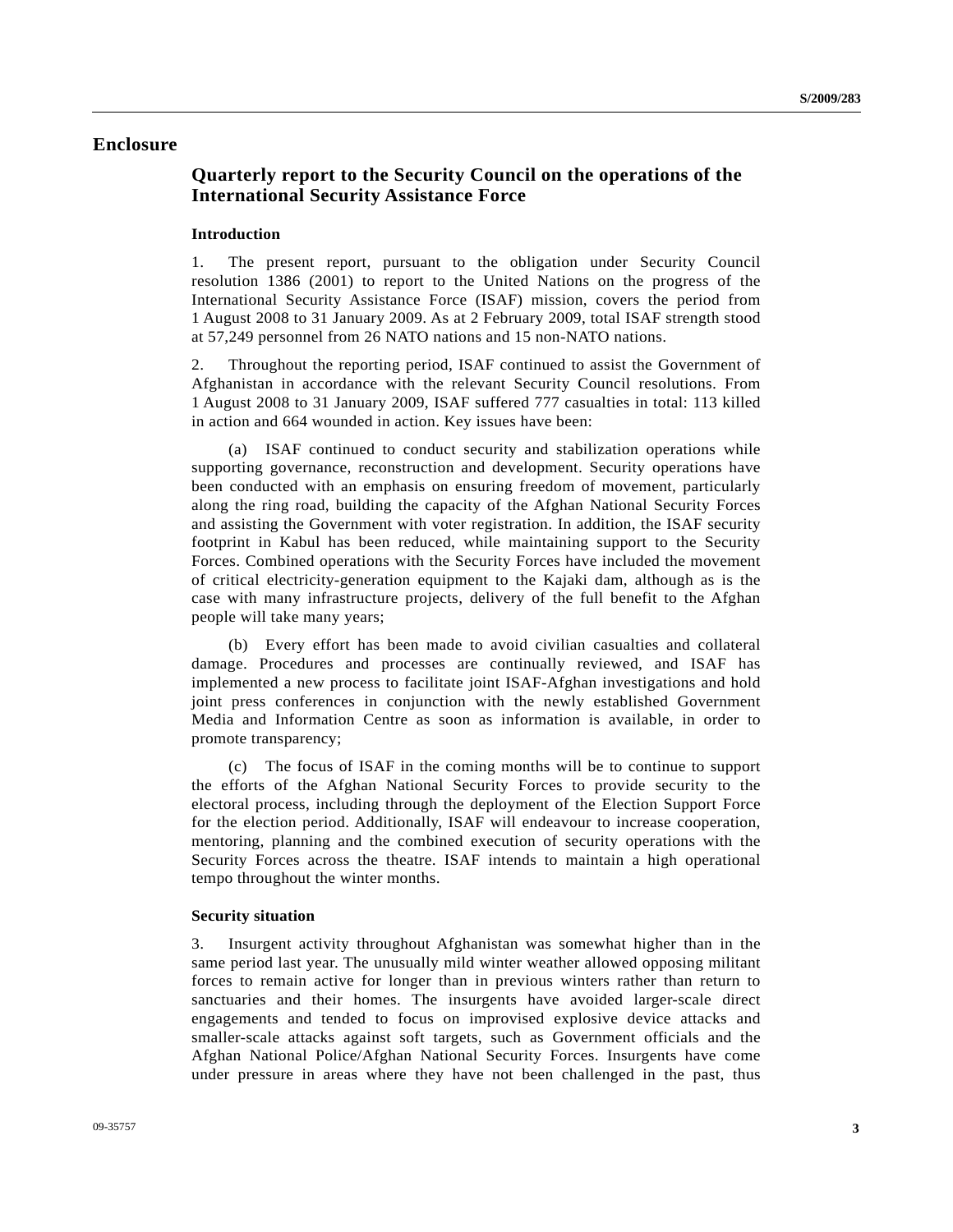# Enclosure

## Quarterly report to the Security Council on the operations of the International Security Assistance Force

### Introduction

1. The present report, pursuant to the obligation under Security Council resolution 1386 (2001) to report to the United Nations on the progress of the International Security Assistance Force (ISAF) mission, covers the period from 1 August 2008 to 31 January 2009. As at 2 February 2009, total ISAF strength stood at 57,249 personnel from 26 NATO nations and 15 non-NATO nations.

2. Throughout the reporting period, ISAF continued to assist the Government of Afghanistan in accordance with the relevant Security Council resolutions. From 1 August 2008 to 31 January 2009, ISAF suffered 777 casualties in total: 113 killed in action and 664 wounded in action. Key issues have been:

(a) ISAF continued to conduct security and stabilization operations while supporting governance, reconstruction and development. Security operations have been conducted with an emphasis on ensuring freedom of movement, particularly along the ring road, building the capacity of the Afghan National Security Forces and assisting the Government with voter registration. In addition, the ISAF security footprint in Kabul has been reduced, while maintaining support to the Security Forces. Combined operations with the Security Forces have included the movement of critical electricity-generation equipment to the Kajaki dam, although as is the case with many infrastructure projects, delivery of the full benefit to the Afghan people will take many years;

(b) Every effort has been made to avoid civilian casualties and collateral damage. Procedures and processes are continually reviewed, and ISAF has implemented a new process to facilitate joint ISAF-Afghan investigations and hold joint press conferences in conjunction with the newly established Government Media and Information Centre as soon as information is available, in order to promote transparency;

(c) The focus of ISAF in the coming months will be to continue to support the efforts of the Afghan National Security Forces to provide security to the electoral process, including through the deployment of the Election Support Force for the election period. Additionally, ISAF will endeavour to increase cooperation, mentoring, planning and the combined execution of security operations with the Security Forces across the theatre. ISAF intends to maintain a high operational tempo throughout the winter months.

### Security situation

3. Insurgent activity throughout Afghanistan was somewhat higher than in the same period last year. The unusually mild winter weather allowed opposing militant forces to remain active for longer than in previous winters rather than return to sanctuaries and their homes. The insurgents have avoided larger-scale direct engagements and tended to focus on improvised explosive device attacks and smaller-scale attacks against soft targets, such as Government officials and the Afghan National Police/Afghan National Security Forces. Insurgents have come under pressure in areas where they have not been challenged in the past, thus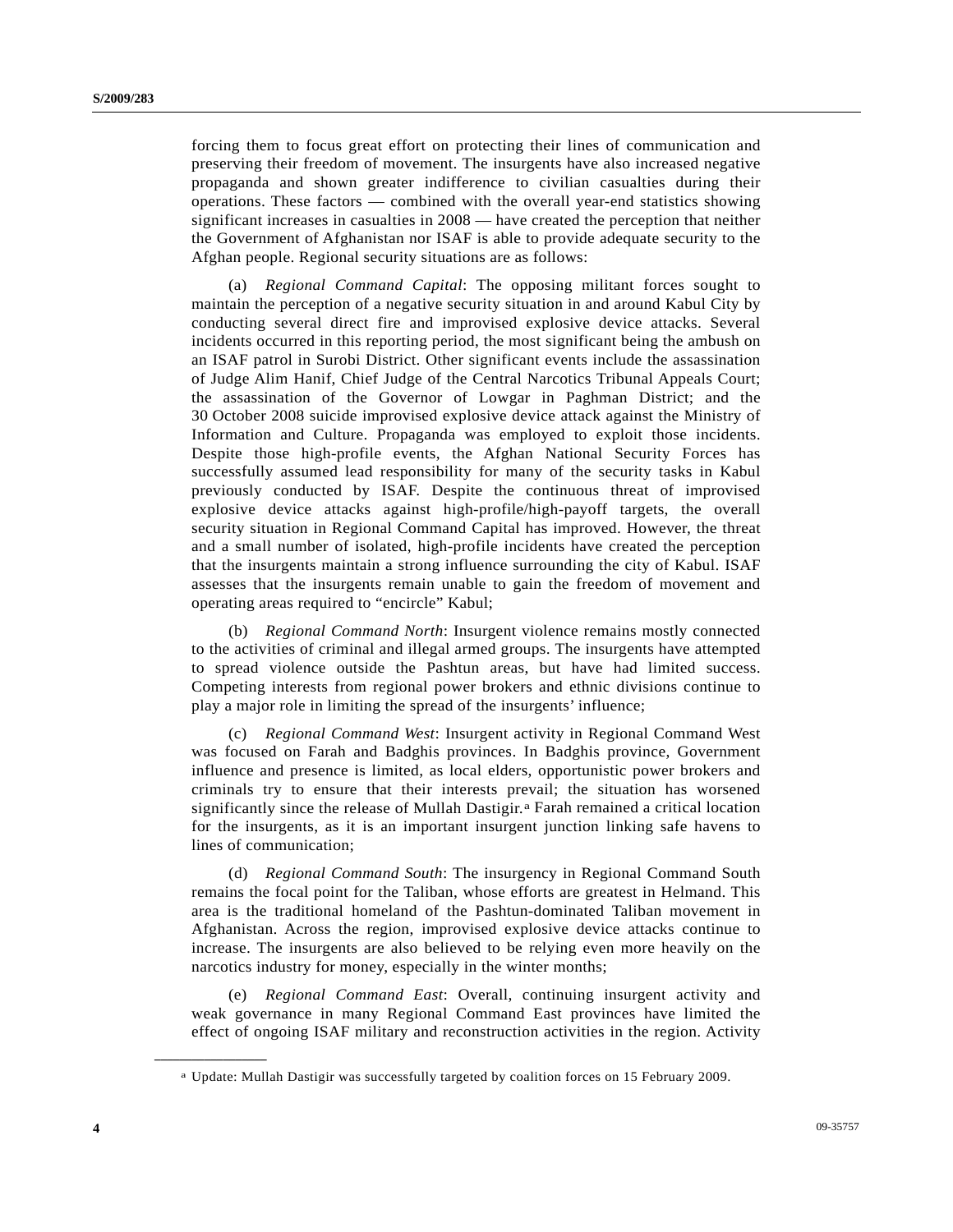forcing them to focus great effort on protecting their lines of communication and preserving their freedom of movement. The insurgents have also increased negative propaganda and shown greater indifference to civilian casualties during their operations. These factors — combined with the overall year-end statistics showing significant increases in casualties in 2008 — have created the perception that neither the Government of Afghanistan nor ISAF is able to provide adequate security to the Afghan people. Regional security situations are as follows:

(a) *Regional Command Capital*: The opposing militant forces sought to maintain the perception of a negative security situation in and around Kabul City by conducting several direct fire and improvised explosive device attacks. Several incidents occurred in this reporting period, the most significant being the ambush on an ISAF patrol in Surobi District. Other significant events include the assassination of Judge Alim Hanif, Chief Judge of the Central Narcotics Tribunal Appeals Court; the assassination of the Governor of Lowgar in Paghman District; and the 30 October 2008 suicide improvised explosive device attack against the Ministry of Information and Culture. Propaganda was employed to exploit those incidents. Despite those high-profile events, the Afghan National Security Forces has successfully assumed lead responsibility for many of the security tasks in Kabul previously conducted by ISAF. Despite the continuous threat of improvised explosive device attacks against high-profile/high-payoff targets, the overall security situation in Regional Command Capital has improved. However, the threat and a small number of isolated, high-profile incidents have created the perception that the insurgents maintain a strong influence surrounding the city of Kabul. ISAF assesses that the insurgents remain unable to gain the freedom of movement and operating areas required to "encircle" Kabul;

(b) *Regional Command North*: Insurgent violence remains mostly connected to the activities of criminal and illegal armed groups. The insurgents have attempted to spread violence outside the Pashtun areas, but have had limited success. Competing interests from regional power brokers and ethnic divisions continue to play a major role in limiting the spread of the insurgents' influence;

(c) *Regional Command West*: Insurgent activity in Regional Command West was focused on Farah and Badghis provinces. In Badghis province, Government influence and presence is limited, as local elders, opportunistic power brokers and criminals try to ensure that their interests prevail; the situation has worsened significantly since the release of Mullah Dastigir.[a] Farah remained a critical location for the insurgents, as it is an important insurgent junction linking safe havens to lines of communication;

(d) *Regional Command South*: The insurgency in Regional Command South remains the focal point for the Taliban, whose efforts are greatest in Helmand. This area is the traditional homeland of the Pashtun-dominated Taliban movement in Afghanistan. Across the region, improvised explosive device attacks continue to increase. The insurgents are also believed to be relying even more heavily on the narcotics industry for money, especially in the winter months;

(e) *Regional Command East*: Overall, continuing insurgent activity and weak governance in many Regional Command East provinces have limited the effect of ongoing ISAF military and reconstruction activities in the region. Activity

---

[a] Update: Mullah Dastigir was successfully targeted by coalition forces on 15 February 2009.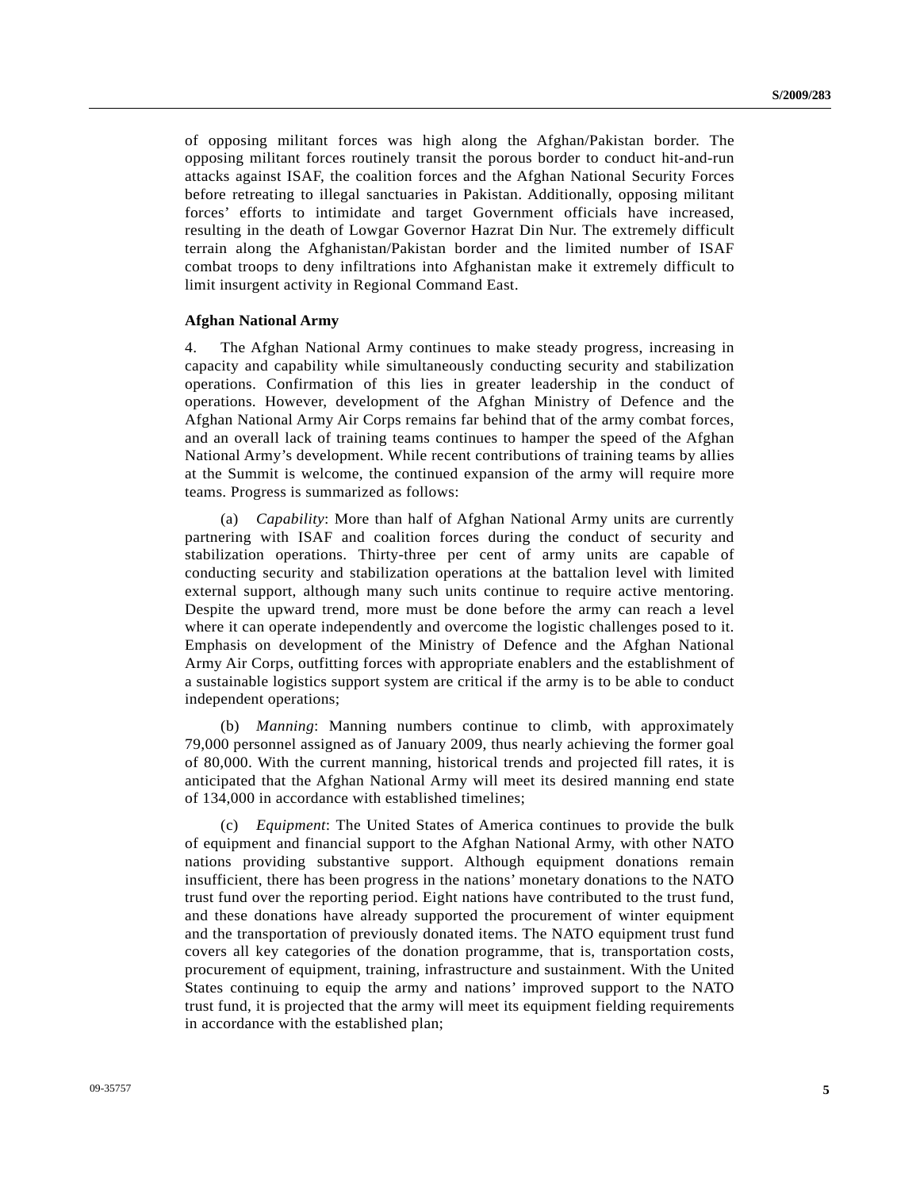of opposing militant forces was high along the Afghan/Pakistan border. The opposing militant forces routinely transit the porous border to conduct hit-and-run attacks against ISAF, the coalition forces and the Afghan National Security Forces before retreating to illegal sanctuaries in Pakistan. Additionally, opposing militant forces' efforts to intimidate and target Government officials have increased, resulting in the death of Lowgar Governor Hazrat Din Nur. The extremely difficult terrain along the Afghanistan/Pakistan border and the limited number of ISAF combat troops to deny infiltrations into Afghanistan make it extremely difficult to limit insurgent activity in Regional Command East.

**Afghan National Army**

4. The Afghan National Army continues to make steady progress, increasing in capacity and capability while simultaneously conducting security and stabilization operations. Confirmation of this lies in greater leadership in the conduct of operations. However, development of the Afghan Ministry of Defence and the Afghan National Army Air Corps remains far behind that of the army combat forces, and an overall lack of training teams continues to hamper the speed of the Afghan National Army's development. While recent contributions of training teams by allies at the Summit is welcome, the continued expansion of the army will require more teams. Progress is summarized as follows:

(a) *Capability*: More than half of Afghan National Army units are currently partnering with ISAF and coalition forces during the conduct of security and stabilization operations. Thirty-three per cent of army units are capable of conducting security and stabilization operations at the battalion level with limited external support, although many such units continue to require active mentoring. Despite the upward trend, more must be done before the army can reach a level where it can operate independently and overcome the logistic challenges posed to it. Emphasis on development of the Ministry of Defence and the Afghan National Army Air Corps, outfitting forces with appropriate enablers and the establishment of a sustainable logistics support system are critical if the army is to be able to conduct independent operations;

(b) *Manning*: Manning numbers continue to climb, with approximately 79,000 personnel assigned as of January 2009, thus nearly achieving the former goal of 80,000. With the current manning, historical trends and projected fill rates, it is anticipated that the Afghan National Army will meet its desired manning end state of 134,000 in accordance with established timelines;

(c) *Equipment*: The United States of America continues to provide the bulk of equipment and financial support to the Afghan National Army, with other NATO nations providing substantive support. Although equipment donations remain insufficient, there has been progress in the nations' monetary donations to the NATO trust fund over the reporting period. Eight nations have contributed to the trust fund, and these donations have already supported the procurement of winter equipment and the transportation of previously donated items. The NATO equipment trust fund covers all key categories of the donation programme, that is, transportation costs, procurement of equipment, training, infrastructure and sustainment. With the United States continuing to equip the army and nations' improved support to the NATO trust fund, it is projected that the army will meet its equipment fielding requirements in accordance with the established plan;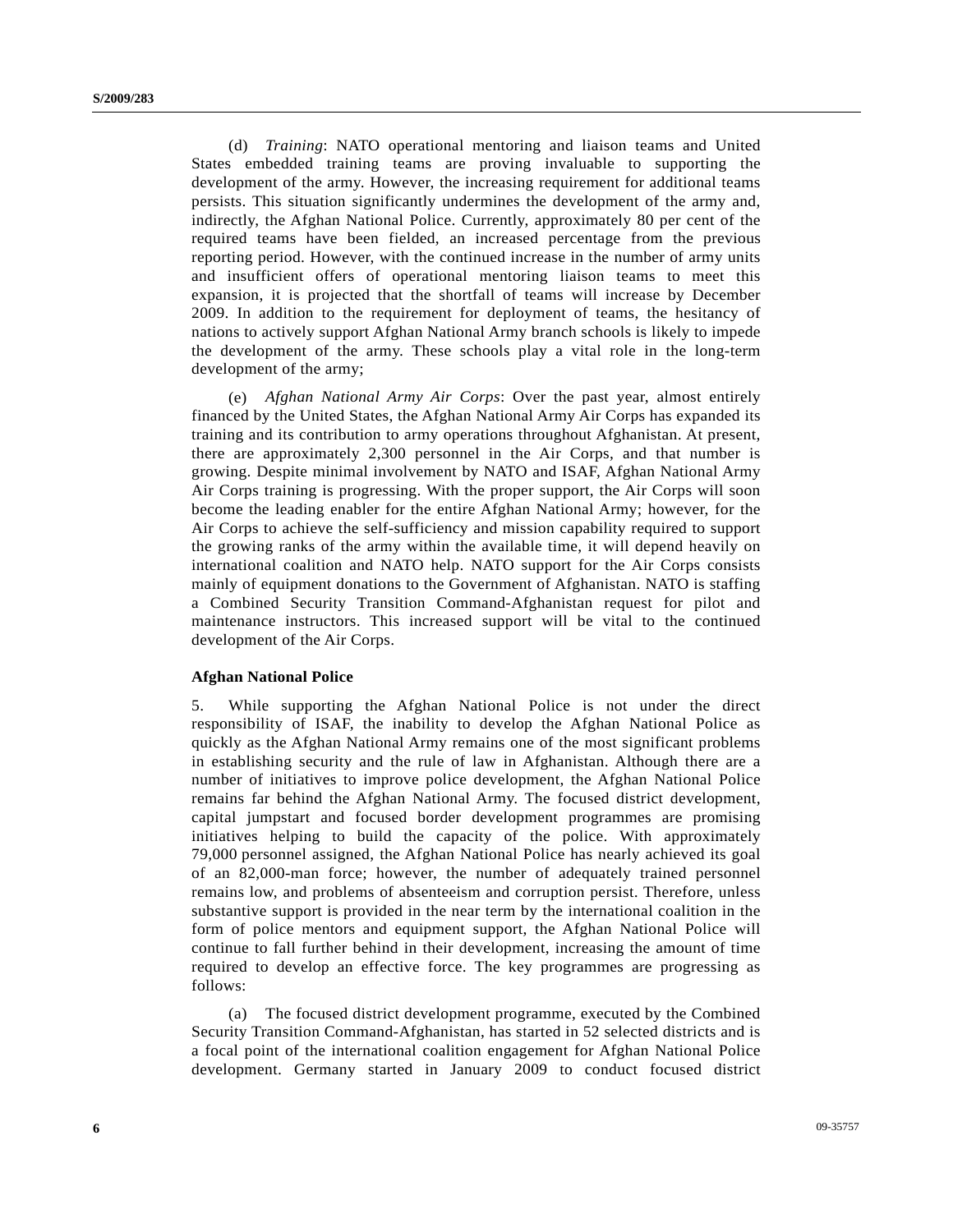(d) *Training*: NATO operational mentoring and liaison teams and United States embedded training teams are proving invaluable to supporting the development of the army. However, the increasing requirement for additional teams persists. This situation significantly undermines the development of the army and, indirectly, the Afghan National Police. Currently, approximately 80 per cent of the required teams have been fielded, an increased percentage from the previous reporting period. However, with the continued increase in the number of army units and insufficient offers of operational mentoring liaison teams to meet this expansion, it is projected that the shortfall of teams will increase by December 2009. In addition to the requirement for deployment of teams, the hesitancy of nations to actively support Afghan National Army branch schools is likely to impede the development of the army. These schools play a vital role in the long-term development of the army;

(e) *Afghan National Army Air Corps*: Over the past year, almost entirely financed by the United States, the Afghan National Army Air Corps has expanded its training and its contribution to army operations throughout Afghanistan. At present, there are approximately 2,300 personnel in the Air Corps, and that number is growing. Despite minimal involvement by NATO and ISAF, Afghan National Army Air Corps training is progressing. With the proper support, the Air Corps will soon become the leading enabler for the entire Afghan National Army; however, for the Air Corps to achieve the self-sufficiency and mission capability required to support the growing ranks of the army within the available time, it will depend heavily on international coalition and NATO help. NATO support for the Air Corps consists mainly of equipment donations to the Government of Afghanistan. NATO is staffing a Combined Security Transition Command-Afghanistan request for pilot and maintenance instructors. This increased support will be vital to the continued development of the Air Corps.

**Afghan National Police**

5. While supporting the Afghan National Police is not under the direct responsibility of ISAF, the inability to develop the Afghan National Police as quickly as the Afghan National Army remains one of the most significant problems in establishing security and the rule of law in Afghanistan. Although there are a number of initiatives to improve police development, the Afghan National Police remains far behind the Afghan National Army. The focused district development, capital jumpstart and focused border development programmes are promising initiatives helping to build the capacity of the police. With approximately 79,000 personnel assigned, the Afghan National Police has nearly achieved its goal of an 82,000-man force; however, the number of adequately trained personnel remains low, and problems of absenteeism and corruption persist. Therefore, unless substantive support is provided in the near term by the international coalition in the form of police mentors and equipment support, the Afghan National Police will continue to fall further behind in their development, increasing the amount of time required to develop an effective force. The key programmes are progressing as follows:

(a) The focused district development programme, executed by the Combined Security Transition Command-Afghanistan, has started in 52 selected districts and is a focal point of the international coalition engagement for Afghan National Police development. Germany started in January 2009 to conduct focused district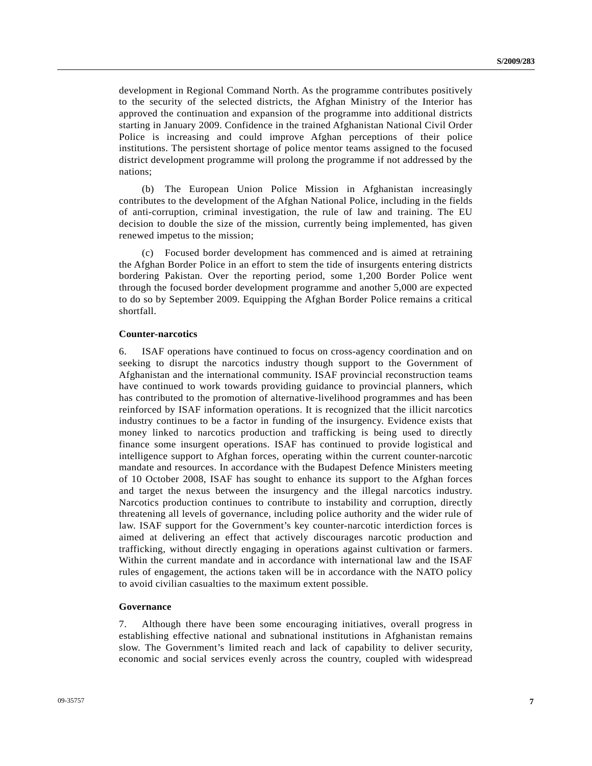development in Regional Command North. As the programme contributes positively to the security of the selected districts, the Afghan Ministry of the Interior has approved the continuation and expansion of the programme into additional districts starting in January 2009. Confidence in the trained Afghanistan National Civil Order Police is increasing and could improve Afghan perceptions of their police institutions. The persistent shortage of police mentor teams assigned to the focused district development programme will prolong the programme if not addressed by the nations;

(b) The European Union Police Mission in Afghanistan increasingly contributes to the development of the Afghan National Police, including in the fields of anti-corruption, criminal investigation, the rule of law and training. The EU decision to double the size of the mission, currently being implemented, has given renewed impetus to the mission;

(c) Focused border development has commenced and is aimed at retraining the Afghan Border Police in an effort to stem the tide of insurgents entering districts bordering Pakistan. Over the reporting period, some 1,200 Border Police went through the focused border development programme and another 5,000 are expected to do so by September 2009. Equipping the Afghan Border Police remains a critical shortfall.

**Counter-narcotics**

6. ISAF operations have continued to focus on cross-agency coordination and on seeking to disrupt the narcotics industry though support to the Government of Afghanistan and the international community. ISAF provincial reconstruction teams have continued to work towards providing guidance to provincial planners, which has contributed to the promotion of alternative-livelihood programmes and has been reinforced by ISAF information operations. It is recognized that the illicit narcotics industry continues to be a factor in funding of the insurgency. Evidence exists that money linked to narcotics production and trafficking is being used to directly finance some insurgent operations. ISAF has continued to provide logistical and intelligence support to Afghan forces, operating within the current counter-narcotic mandate and resources. In accordance with the Budapest Defence Ministers meeting of 10 October 2008, ISAF has sought to enhance its support to the Afghan forces and target the nexus between the insurgency and the illegal narcotics industry. Narcotics production continues to contribute to instability and corruption, directly threatening all levels of governance, including police authority and the wider rule of law. ISAF support for the Government's key counter-narcotic interdiction forces is aimed at delivering an effect that actively discourages narcotic production and trafficking, without directly engaging in operations against cultivation or farmers. Within the current mandate and in accordance with international law and the ISAF rules of engagement, the actions taken will be in accordance with the NATO policy to avoid civilian casualties to the maximum extent possible.

**Governance**

7. Although there have been some encouraging initiatives, overall progress in establishing effective national and subnational institutions in Afghanistan remains slow. The Government's limited reach and lack of capability to deliver security, economic and social services evenly across the country, coupled with widespread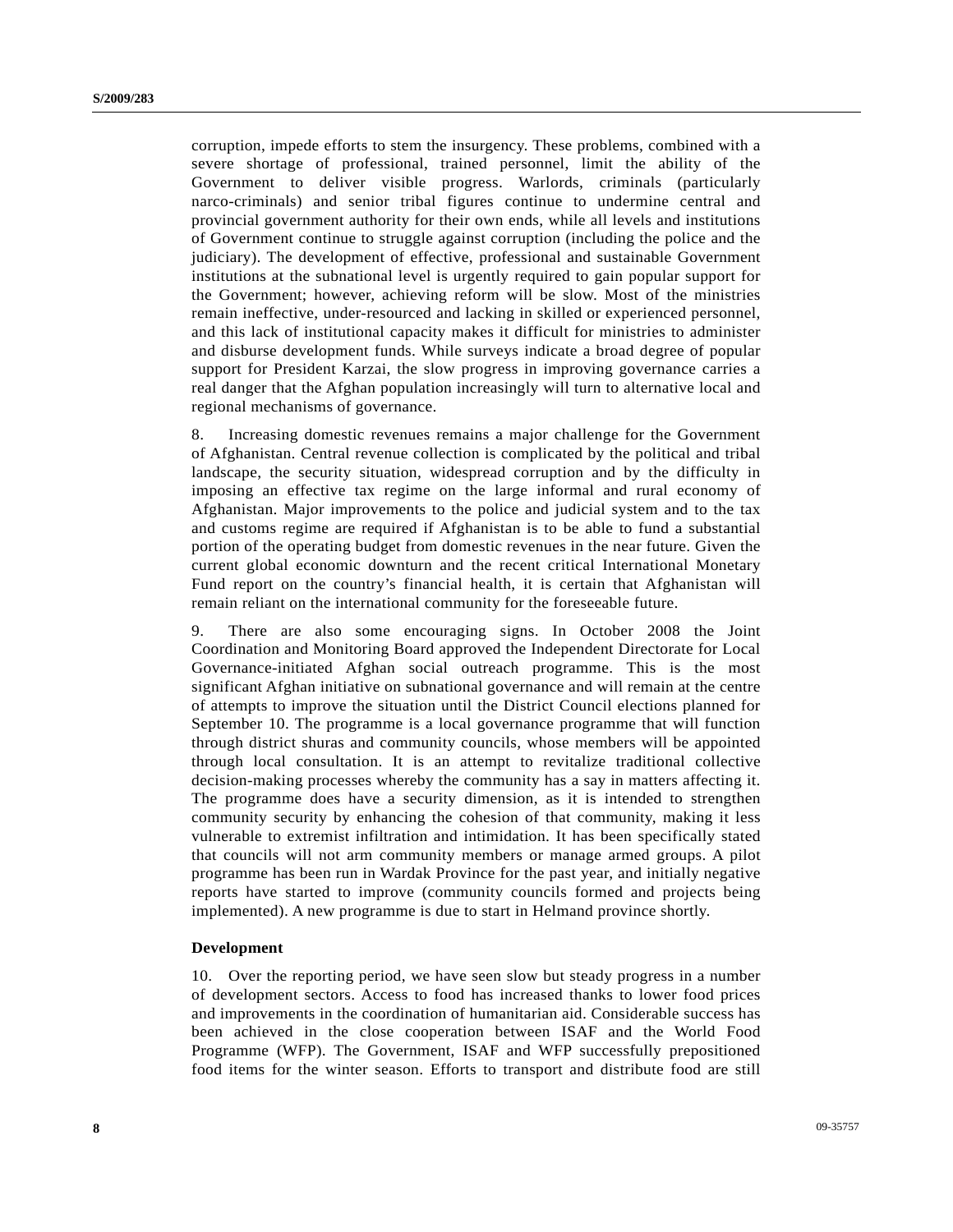corruption, impede efforts to stem the insurgency. These problems, combined with a severe shortage of professional, trained personnel, limit the ability of the Government to deliver visible progress. Warlords, criminals (particularly narco-criminals) and senior tribal figures continue to undermine central and provincial government authority for their own ends, while all levels and institutions of Government continue to struggle against corruption (including the police and the judiciary). The development of effective, professional and sustainable Government institutions at the subnational level is urgently required to gain popular support for the Government; however, achieving reform will be slow. Most of the ministries remain ineffective, under-resourced and lacking in skilled or experienced personnel, and this lack of institutional capacity makes it difficult for ministries to administer and disburse development funds. While surveys indicate a broad degree of popular support for President Karzai, the slow progress in improving governance carries a real danger that the Afghan population increasingly will turn to alternative local and regional mechanisms of governance.

8. Increasing domestic revenues remains a major challenge for the Government of Afghanistan. Central revenue collection is complicated by the political and tribal landscape, the security situation, widespread corruption and by the difficulty in imposing an effective tax regime on the large informal and rural economy of Afghanistan. Major improvements to the police and judicial system and to the tax and customs regime are required if Afghanistan is to be able to fund a substantial portion of the operating budget from domestic revenues in the near future. Given the current global economic downturn and the recent critical International Monetary Fund report on the country's financial health, it is certain that Afghanistan will remain reliant on the international community for the foreseeable future.

9. There are also some encouraging signs. In October 2008 the Joint Coordination and Monitoring Board approved the Independent Directorate for Local Governance-initiated Afghan social outreach programme. This is the most significant Afghan initiative on subnational governance and will remain at the centre of attempts to improve the situation until the District Council elections planned for September 10. The programme is a local governance programme that will function through district shuras and community councils, whose members will be appointed through local consultation. It is an attempt to revitalize traditional collective decision-making processes whereby the community has a say in matters affecting it. The programme does have a security dimension, as it is intended to strengthen community security by enhancing the cohesion of that community, making it less vulnerable to extremist infiltration and intimidation. It has been specifically stated that councils will not arm community members or manage armed groups. A pilot programme has been run in Wardak Province for the past year, and initially negative reports have started to improve (community councils formed and projects being implemented). A new programme is due to start in Helmand province shortly.

### Development

10. Over the reporting period, we have seen slow but steady progress in a number of development sectors. Access to food has increased thanks to lower food prices and improvements in the coordination of humanitarian aid. Considerable success has been achieved in the close cooperation between ISAF and the World Food Programme (WFP). The Government, ISAF and WFP successfully prepositioned food items for the winter season. Efforts to transport and distribute food are still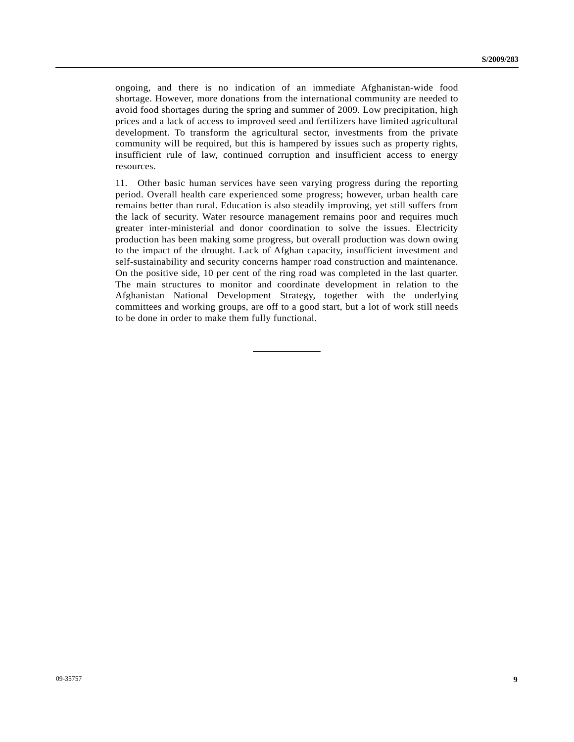ongoing, and there is no indication of an immediate Afghanistan-wide food shortage. However, more donations from the international community are needed to avoid food shortages during the spring and summer of 2009. Low precipitation, high prices and a lack of access to improved seed and fertilizers have limited agricultural development. To transform the agricultural sector, investments from the private community will be required, but this is hampered by issues such as property rights, insufficient rule of law, continued corruption and insufficient access to energy resources.

11. Other basic human services have seen varying progress during the reporting period. Overall health care experienced some progress; however, urban health care remains better than rural. Education is also steadily improving, yet still suffers from the lack of security. Water resource management remains poor and requires much greater inter-ministerial and donor coordination to solve the issues. Electricity production has been making some progress, but overall production was down owing to the impact of the drought. Lack of Afghan capacity, insufficient investment and self-sustainability and security concerns hamper road construction and maintenance. On the positive side, 10 per cent of the ring road was completed in the last quarter. The main structures to monitor and coordinate development in relation to the Afghanistan National Development Strategy, together with the underlying committees and working groups, are off to a good start, but a lot of work still needs to be done in order to make them fully functional.